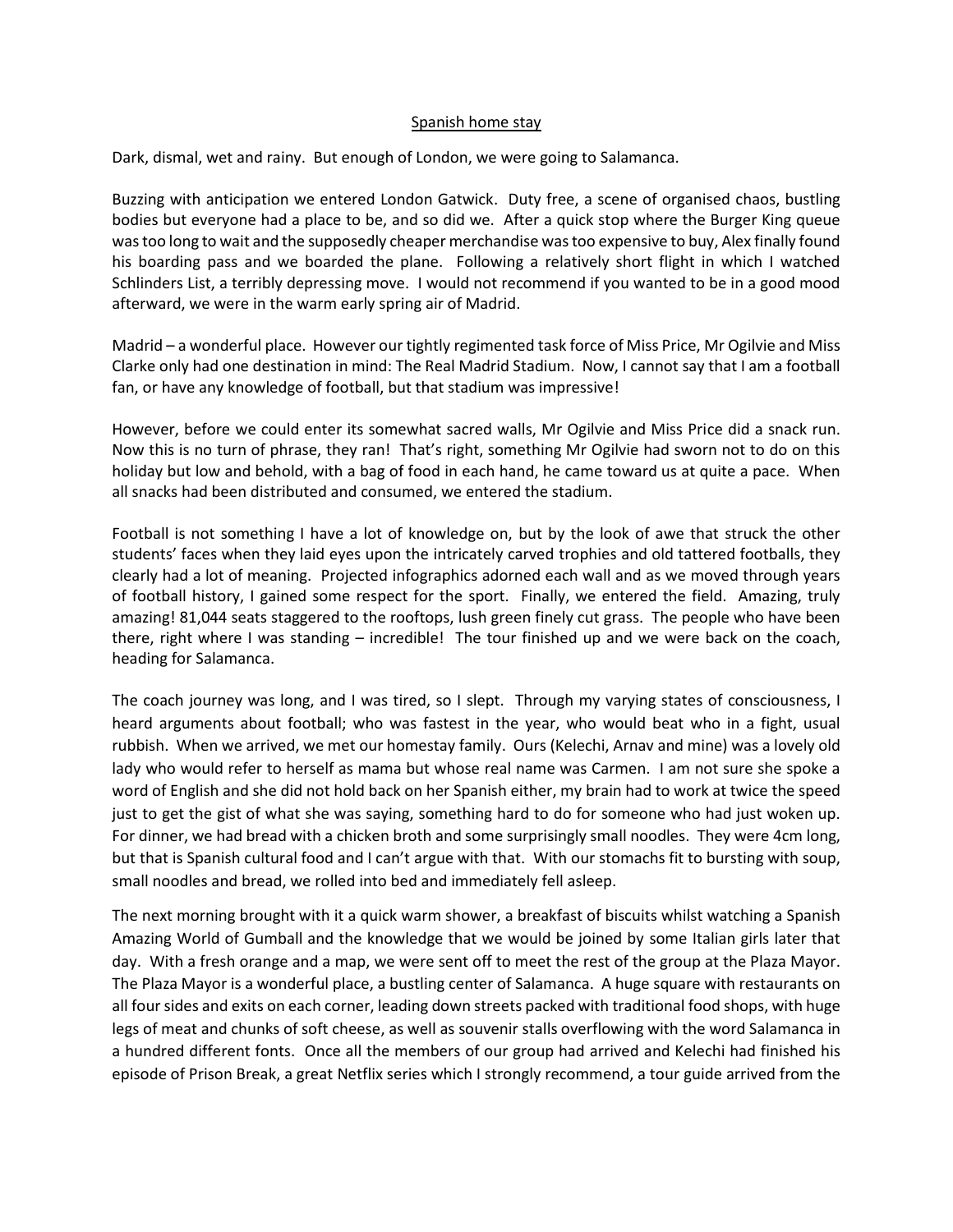Spanish home stay

Dark, dismal, wet and rainy. But enough of London, we were going to Salamanca.

Buzzing with anticipation we entered London Gatwick. Duty free, a scene of organised chaos, bustling bodies but everyone had a place to be, and so did we. After a quick stop where the Burger King queue was too long to wait and the supposedly cheaper merchandise was too expensive to buy, Alex finally found his boarding pass and we boarded the plane. Following a relatively short flight in which I watched Schlinders List, a terribly depressing move. I would not recommend if you wanted to be in a good mood afterward, we were in the warm early spring air of Madrid.

Madrid – a wonderful place. However our tightly regimented task force of Miss Price, Mr Ogilvie and Miss Clarke only had one destination in mind: The Real Madrid Stadium. Now, I cannot say that I am a football fan, or have any knowledge of football, but that stadium was impressive!

However, before we could enter its somewhat sacred walls, Mr Ogilvie and Miss Price did a snack run. Now this is no turn of phrase, they ran! That's right, something Mr Ogilvie had sworn not to do on this holiday but low and behold, with a bag of food in each hand, he came toward us at quite a pace. When all snacks had been distributed and consumed, we entered the stadium.

Football is not something I have a lot of knowledge on, but by the look of awe that struck the other students' faces when they laid eyes upon the intricately carved trophies and old tattered footballs, they clearly had a lot of meaning. Projected infographics adorned each wall and as we moved through years of football history, I gained some respect for the sport. Finally, we entered the field. Amazing, truly amazing! 81,044 seats staggered to the rooftops, lush green finely cut grass. The people who have been there, right where I was standing – incredible! The tour finished up and we were back on the coach, heading for Salamanca.

The coach journey was long, and I was tired, so I slept. Through my varying states of consciousness, I heard arguments about football; who was fastest in the year, who would beat who in a fight, usual rubbish. When we arrived, we met our homestay family. Ours (Kelechi, Arnav and mine) was a lovely old lady who would refer to herself as mama but whose real name was Carmen. I am not sure she spoke a word of English and she did not hold back on her Spanish either, my brain had to work at twice the speed just to get the gist of what she was saying, something hard to do for someone who had just woken up. For dinner, we had bread with a chicken broth and some surprisingly small noodles. They were 4cm long, but that is Spanish cultural food and I can't argue with that. With our stomachs fit to bursting with soup, small noodles and bread, we rolled into bed and immediately fell asleep.

The next morning brought with it a quick warm shower, a breakfast of biscuits whilst watching a Spanish Amazing World of Gumball and the knowledge that we would be joined by some Italian girls later that day. With a fresh orange and a map, we were sent off to meet the rest of the group at the Plaza Mayor. The Plaza Mayor is a wonderful place, a bustling center of Salamanca. A huge square with restaurants on all four sides and exits on each corner, leading down streets packed with traditional food shops, with huge legs of meat and chunks of soft cheese, as well as souvenir stalls overflowing with the word Salamanca in a hundred different fonts. Once all the members of our group had arrived and Kelechi had finished his episode of Prison Break, a great Netflix series which I strongly recommend, a tour guide arrived from the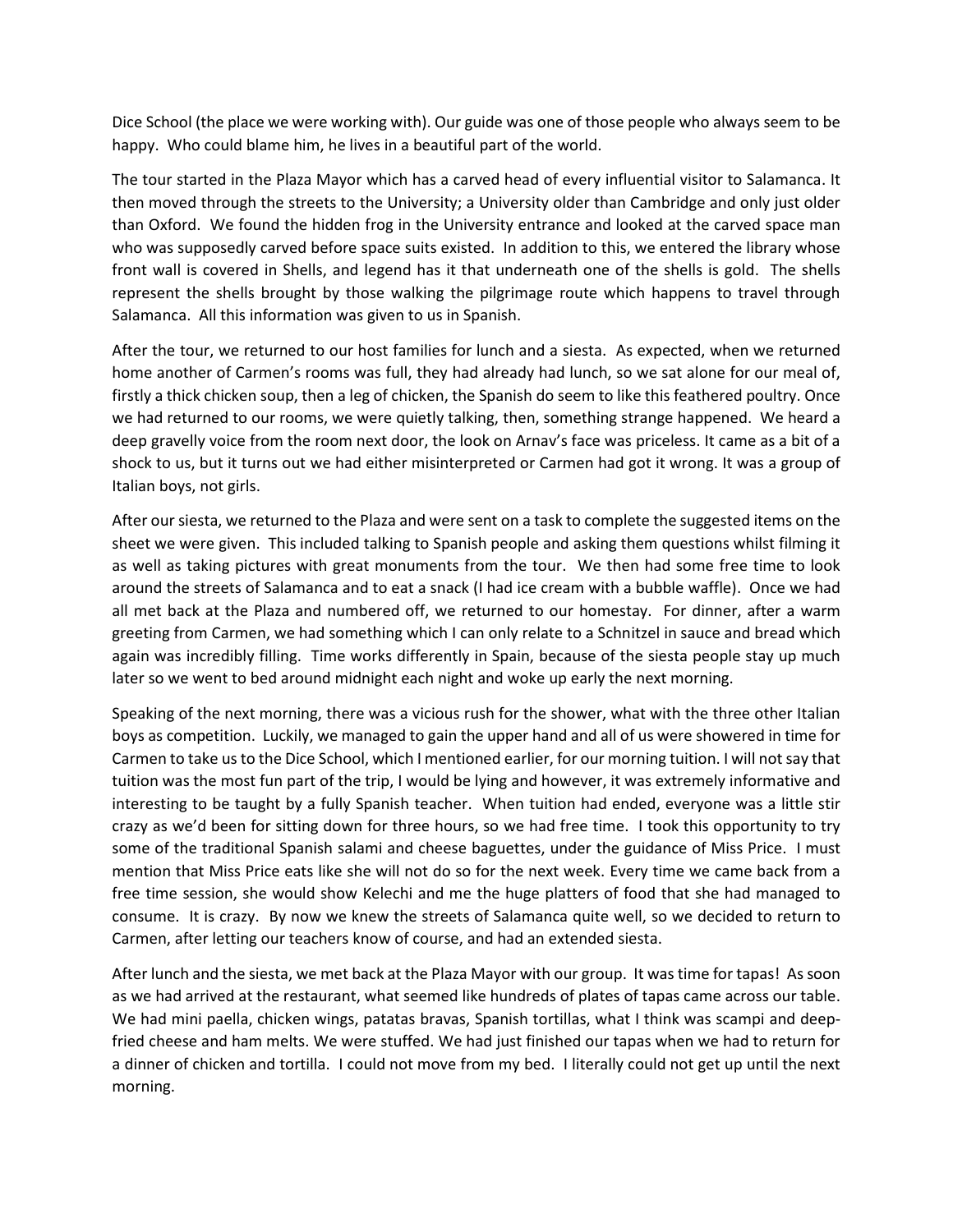Dice School (the place we were working with). Our guide was one of those people who always seem to be happy. Who could blame him, he lives in a beautiful part of the world.

The tour started in the Plaza Mayor which has a carved head of every influential visitor to Salamanca. It then moved through the streets to the University; a University older than Cambridge and only just older than Oxford. We found the hidden frog in the University entrance and looked at the carved space man who was supposedly carved before space suits existed. In addition to this, we entered the library whose front wall is covered in Shells, and legend has it that underneath one of the shells is gold. The shells represent the shells brought by those walking the pilgrimage route which happens to travel through Salamanca. All this information was given to us in Spanish.

After the tour, we returned to our host families for lunch and a siesta. As expected, when we returned home another of Carmen's rooms was full, they had already had lunch, so we sat alone for our meal of, firstly a thick chicken soup, then a leg of chicken, the Spanish do seem to like this feathered poultry. Once we had returned to our rooms, we were quietly talking, then, something strange happened. We heard a deep gravelly voice from the room next door, the look on Arnav's face was priceless. It came as a bit of a shock to us, but it turns out we had either misinterpreted or Carmen had got it wrong. It was a group of Italian boys, not girls.

After our siesta, we returned to the Plaza and were sent on a task to complete the suggested items on the sheet we were given. This included talking to Spanish people and asking them questions whilst filming it as well as taking pictures with great monuments from the tour. We then had some free time to look around the streets of Salamanca and to eat a snack (I had ice cream with a bubble waffle). Once we had all met back at the Plaza and numbered off, we returned to our homestay. For dinner, after a warm greeting from Carmen, we had something which I can only relate to a Schnitzel in sauce and bread which again was incredibly filling. Time works differently in Spain, because of the siesta people stay up much later so we went to bed around midnight each night and woke up early the next morning.

Speaking of the next morning, there was a vicious rush for the shower, what with the three other Italian boys as competition. Luckily, we managed to gain the upper hand and all of us were showered in time for Carmen to take us to the Dice School, which I mentioned earlier, for our morning tuition. I will not say that tuition was the most fun part of the trip, I would be lying and however, it was extremely informative and interesting to be taught by a fully Spanish teacher. When tuition had ended, everyone was a little stir crazy as we'd been for sitting down for three hours, so we had free time. I took this opportunity to try some of the traditional Spanish salami and cheese baguettes, under the guidance of Miss Price. I must mention that Miss Price eats like she will not do so for the next week. Every time we came back from a free time session, she would show Kelechi and me the huge platters of food that she had managed to consume. It is crazy. By now we knew the streets of Salamanca quite well, so we decided to return to Carmen, after letting our teachers know of course, and had an extended siesta.

After lunch and the siesta, we met back at the Plaza Mayor with our group. It was time for tapas! As soon as we had arrived at the restaurant, what seemed like hundreds of plates of tapas came across our table. We had mini paella, chicken wings, patatas bravas, Spanish tortillas, what I think was scampi and deep-fried cheese and ham melts. We were stuffed. We had just finished our tapas when we had to return for a dinner of chicken and tortilla. I could not move from my bed. I literally could not get up until the next morning.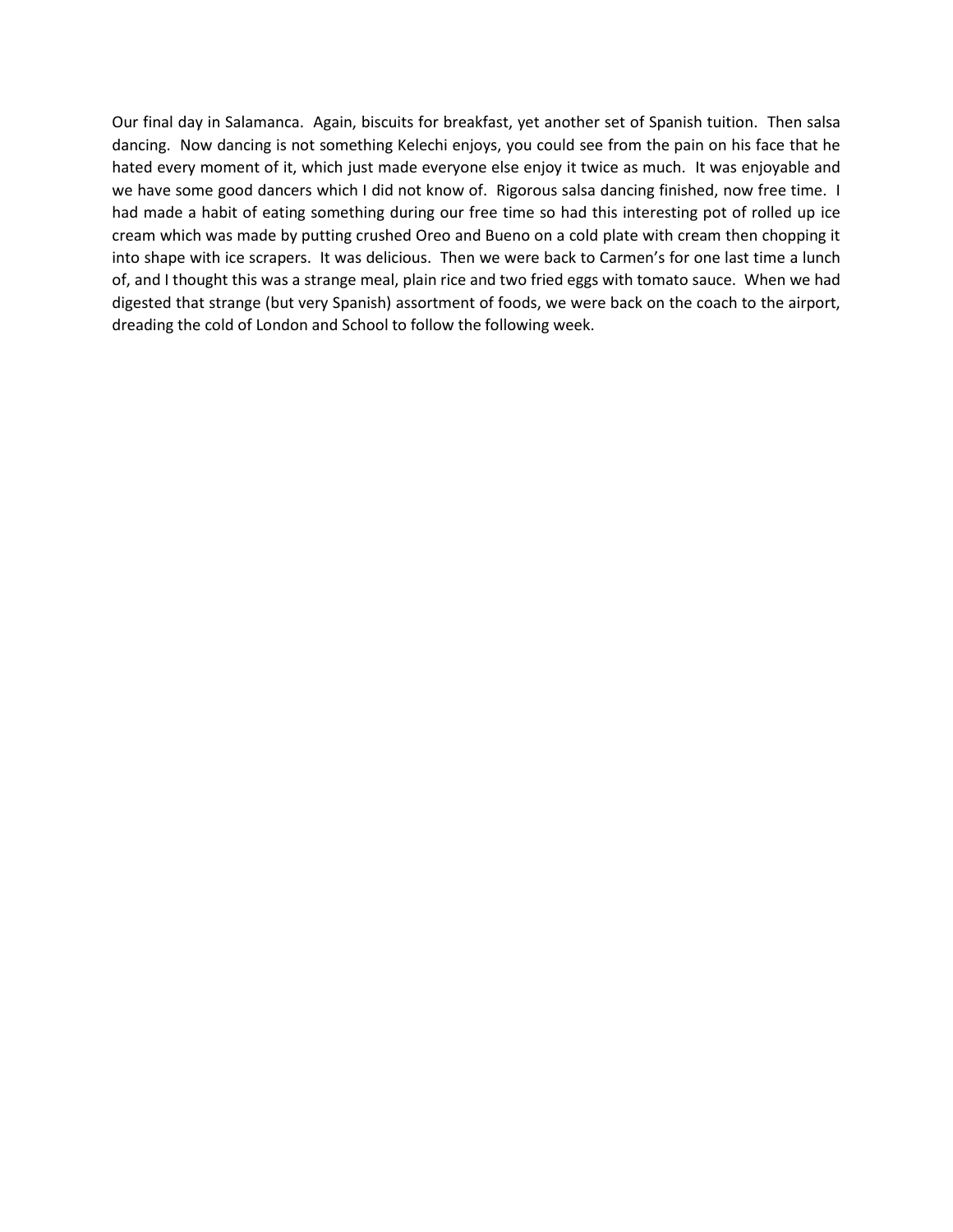Our final day in Salamanca. Again, biscuits for breakfast, yet another set of Spanish tuition. Then salsa dancing. Now dancing is not something Kelechi enjoys, you could see from the pain on his face that he hated every moment of it, which just made everyone else enjoy it twice as much. It was enjoyable and we have some good dancers which I did not know of. Rigorous salsa dancing finished, now free time. I had made a habit of eating something during our free time so had this interesting pot of rolled up ice cream which was made by putting crushed Oreo and Bueno on a cold plate with cream then chopping it into shape with ice scrapers. It was delicious. Then we were back to Carmen's for one last time a lunch of, and I thought this was a strange meal, plain rice and two fried eggs with tomato sauce. When we had digested that strange (but very Spanish) assortment of foods, we were back on the coach to the airport, dreading the cold of London and School to follow the following week.